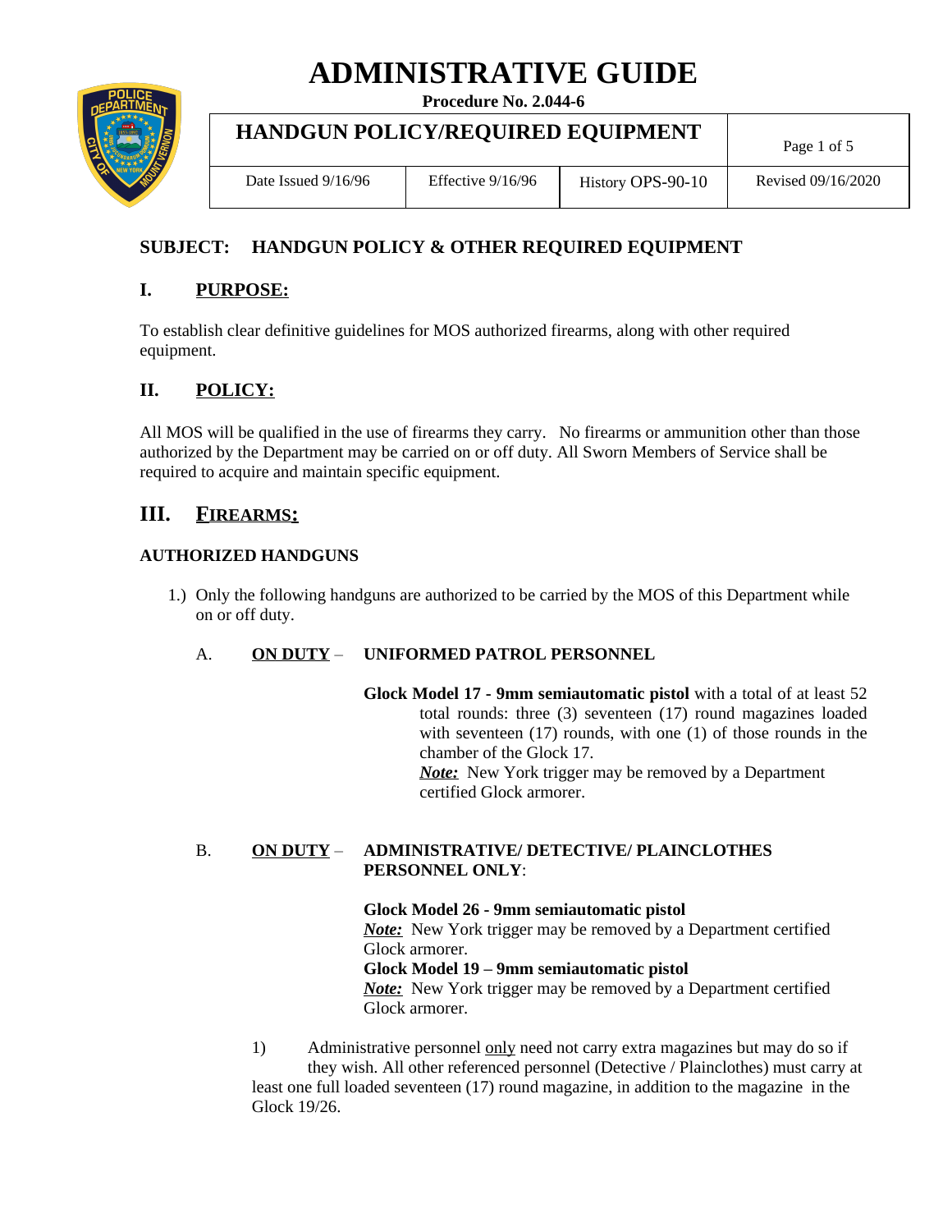# ADMINISTRATIVE GUIDE

**Procedure No. 2.044-6**

| HANDGUN POLICY/REQUIRED EQUIPMENT | | | |
|---|---|---|---|
| Date Issued 9/16/96 | Effective 9/16/96 | History OPS-90-10 | Revised 09/16/2020 |

## SUBJECT: HANDGUN POLICY & OTHER REQUIRED EQUIPMENT

## I. PURPOSE:

To establish clear definitive guidelines for MOS authorized firearms, along with other required equipment.

## II. POLICY:

All MOS will be qualified in the use of firearms they carry. No firearms or ammunition other than those authorized by the Department may be carried on or off duty. All Sworn Members of Service shall be required to acquire and maintain specific equipment.

## III. FIREARMS:

### AUTHORIZED HANDGUNS

1.) Only the following handguns are authorized to be carried by the MOS of this Department while on or off duty.

A. **ON DUTY** – **UNIFORMED PATROL PERSONNEL**

**Glock Model 17 - 9mm semiautomatic pistol** with a total of at least 52 total rounds: three (3) seventeen (17) round magazines loaded with seventeen (17) rounds, with one (1) of those rounds in the chamber of the Glock 17.
***Note:*** New York trigger may be removed by a Department certified Glock armorer.

B. **ON DUTY** – **ADMINISTRATIVE/ DETECTIVE/ PLAINCLOTHES PERSONNEL ONLY**:

**Glock Model 26 - 9mm semiautomatic pistol**
***Note:*** New York trigger may be removed by a Department certified Glock armorer.
**Glock Model 19 – 9mm semiautomatic pistol**
***Note:*** New York trigger may be removed by a Department certified Glock armorer.

1) Administrative personnel only need not carry extra magazines but may do so if they wish. All other referenced personnel (Detective / Plainclothes) must carry at least one full loaded seventeen (17) round magazine, in addition to the magazine in the Glock 19/26.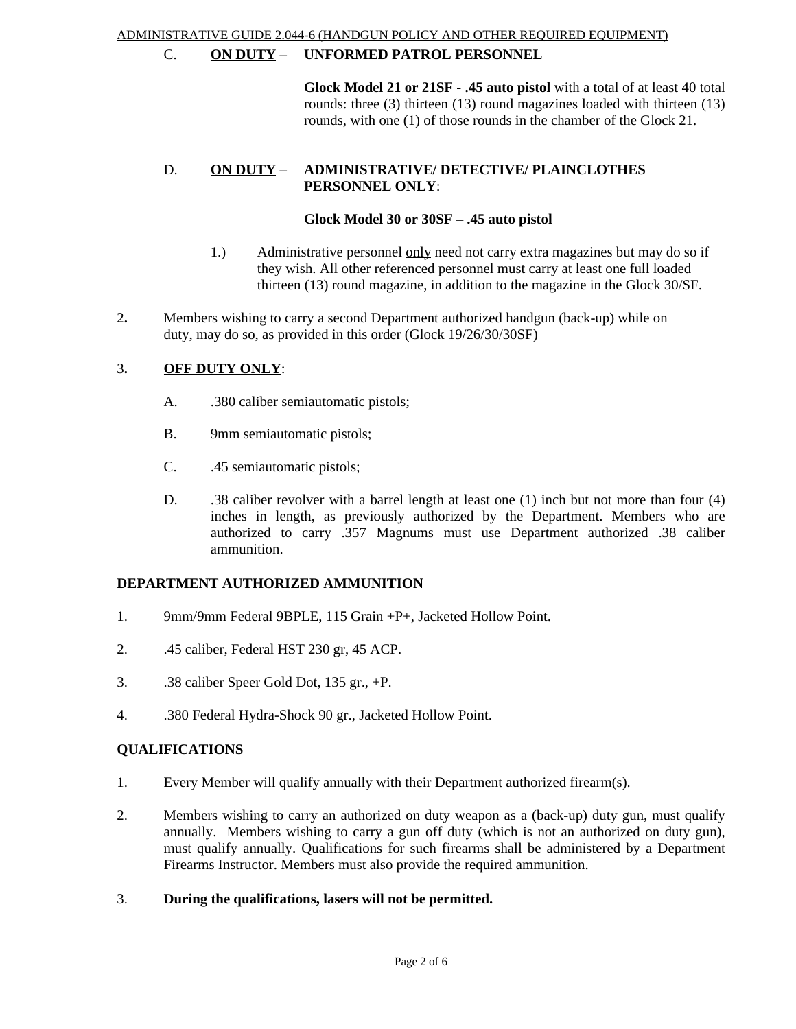C. **ON DUTY** – **UNFORMED PATROL PERSONNEL**

**Glock Model 21 or 21SF - .45 auto pistol** with a total of at least 40 total rounds: three (3) thirteen (13) round magazines loaded with thirteen (13) rounds, with one (1) of those rounds in the chamber of the Glock 21.

D. **ON DUTY** – **ADMINISTRATIVE/ DETECTIVE/ PLAINCLOTHES PERSONNEL ONLY**:

**Glock Model 30 or 30SF – .45 auto pistol**

1.) Administrative personnel only need not carry extra magazines but may do so if they wish. All other referenced personnel must carry at least one full loaded thirteen (13) round magazine, in addition to the magazine in the Glock 30/SF.

2. Members wishing to carry a second Department authorized handgun (back-up) while on duty, may do so, as provided in this order (Glock 19/26/30/30SF)

3. **OFF DUTY ONLY**:

A. .380 caliber semiautomatic pistols;

B. 9mm semiautomatic pistols;

C. .45 semiautomatic pistols;

D. .38 caliber revolver with a barrel length at least one (1) inch but not more than four (4) inches in length, as previously authorized by the Department. Members who are authorized to carry .357 Magnums must use Department authorized .38 caliber ammunition.

**DEPARTMENT AUTHORIZED AMMUNITION**

1. 9mm/9mm Federal 9BPLE, 115 Grain +P+, Jacketed Hollow Point.
2. .45 caliber, Federal HST 230 gr, 45 ACP.
3. .38 caliber Speer Gold Dot, 135 gr., +P.
4. .380 Federal Hydra-Shock 90 gr., Jacketed Hollow Point.

**QUALIFICATIONS**

1. Every Member will qualify annually with their Department authorized firearm(s).
2. Members wishing to carry an authorized on duty weapon as a (back-up) duty gun, must qualify annually. Members wishing to carry a gun off duty (which is not an authorized on duty gun), must qualify annually. Qualifications for such firearms shall be administered by a Department Firearms Instructor. Members must also provide the required ammunition.
3. **During the qualifications, lasers will not be permitted.**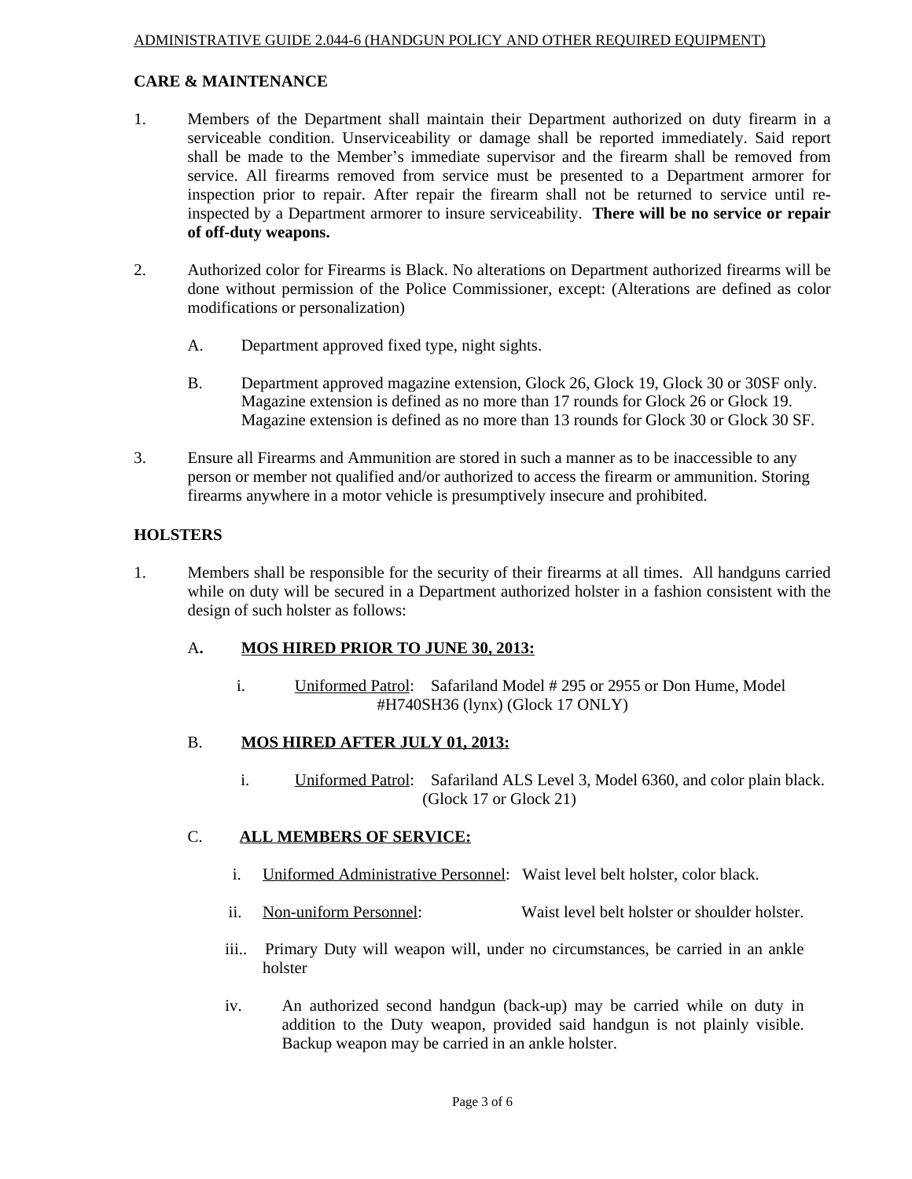ADMINISTRATIVE GUIDE 2.044-6 (HANDGUN POLICY AND OTHER REQUIRED EQUIPMENT)

## CARE & MAINTENANCE

1. Members of the Department shall maintain their Department authorized on duty firearm in a serviceable condition. Unserviceability or damage shall be reported immediately. Said report shall be made to the Member's immediate supervisor and the firearm shall be removed from service. All firearms removed from service must be presented to a Department armorer for inspection prior to repair. After repair the firearm shall not be returned to service until re-inspected by a Department armorer to insure serviceability. **There will be no service or repair of off-duty weapons.**

2. Authorized color for Firearms is Black. No alterations on Department authorized firearms will be done without permission of the Police Commissioner, except: (Alterations are defined as color modifications or personalization)

   A. Department approved fixed type, night sights.

   B. Department approved magazine extension, Glock 26, Glock 19, Glock 30 or 30SF only. Magazine extension is defined as no more than 17 rounds for Glock 26 or Glock 19. Magazine extension is defined as no more than 13 rounds for Glock 30 or Glock 30 SF.

3. Ensure all Firearms and Ammunition are stored in such a manner as to be inaccessible to any person or member not qualified and/or authorized to access the firearm or ammunition. Storing firearms anywhere in a motor vehicle is presumptively insecure and prohibited.

## HOLSTERS

1. Members shall be responsible for the security of their firearms at all times. All handguns carried while on duty will be secured in a Department authorized holster in a fashion consistent with the design of such holster as follows:

   A. **MOS HIRED PRIOR TO JUNE 30, 2013:**

      i. Uniformed Patrol: Safariland Model # 295 or 2955 or Don Hume, Model #H740SH36 (lynx) (Glock 17 ONLY)

   B. **MOS HIRED AFTER JULY 01, 2013:**

      i. Uniformed Patrol: Safariland ALS Level 3, Model 6360, and color plain black. (Glock 17 or Glock 21)

   C. **ALL MEMBERS OF SERVICE:**

      i. Uniformed Administrative Personnel: Waist level belt holster, color black.

      ii. Non-uniform Personnel: Waist level belt holster or shoulder holster.

      iii.. Primary Duty will weapon will, under no circumstances, be carried in an ankle holster

      iv. An authorized second handgun (back-up) may be carried while on duty in addition to the Duty weapon, provided said handgun is not plainly visible. Backup weapon may be carried in an ankle holster.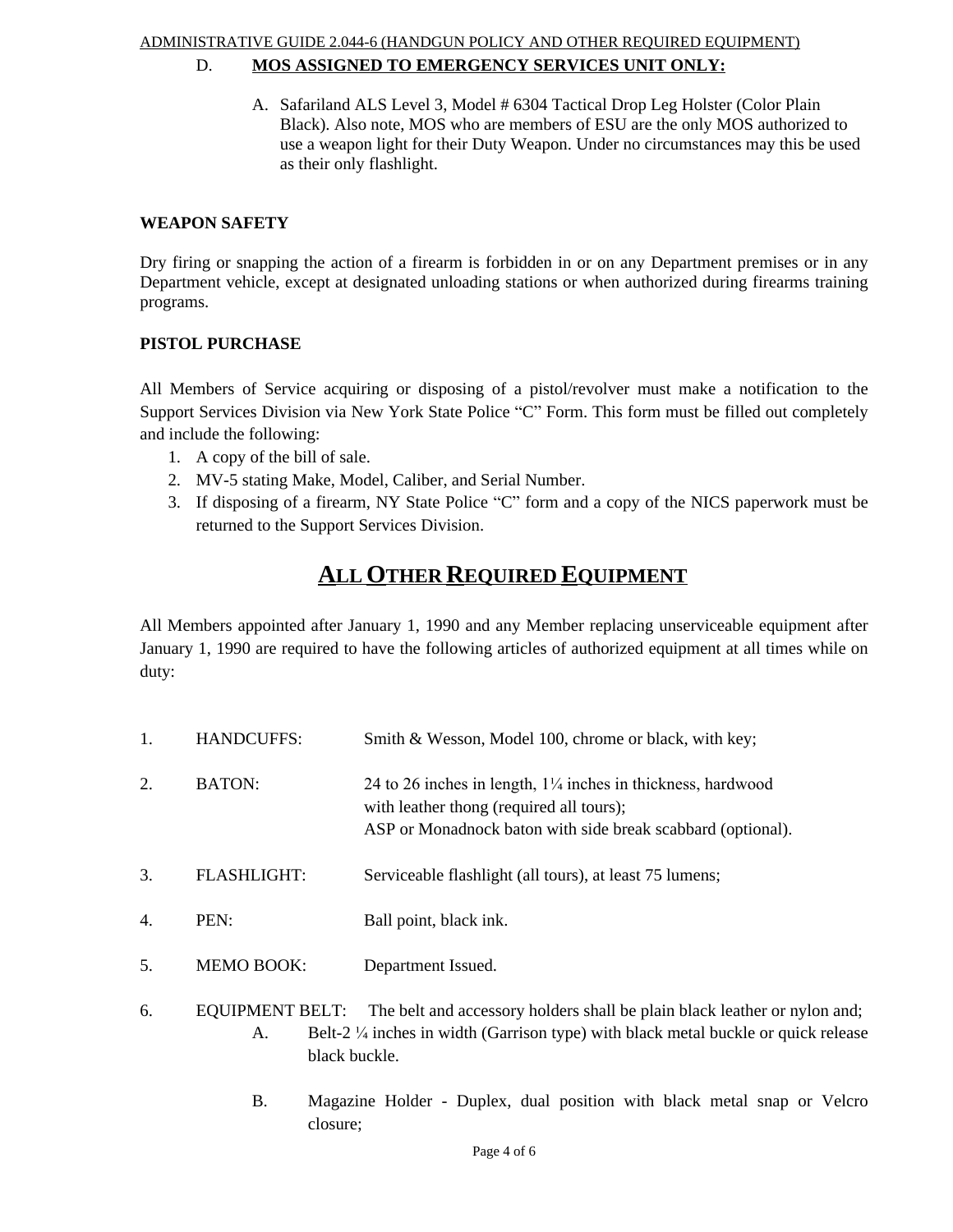D. **MOS ASSIGNED TO EMERGENCY SERVICES UNIT ONLY:**

A. Safariland ALS Level 3, Model # 6304 Tactical Drop Leg Holster (Color Plain Black). Also note, MOS who are members of ESU are the only MOS authorized to use a weapon light for their Duty Weapon. Under no circumstances may this be used as their only flashlight.

**WEAPON SAFETY**

Dry firing or snapping the action of a firearm is forbidden in or on any Department premises or in any Department vehicle, except at designated unloading stations or when authorized during firearms training programs.

**PISTOL PURCHASE**

All Members of Service acquiring or disposing of a pistol/revolver must make a notification to the Support Services Division via New York State Police "C" Form. This form must be filled out completely and include the following:

1. A copy of the bill of sale.
2. MV-5 stating Make, Model, Caliber, and Serial Number.
3. If disposing of a firearm, NY State Police "C" form and a copy of the NICS paperwork must be returned to the Support Services Division.

## ALL OTHER REQUIRED EQUIPMENT

All Members appointed after January 1, 1990 and any Member replacing unserviceable equipment after January 1, 1990 are required to have the following articles of authorized equipment at all times while on duty:

1. HANDCUFFS: Smith & Wesson, Model 100, chrome or black, with key;

2. BATON: 24 to 26 inches in length, 1¼ inches in thickness, hardwood with leather thong (required all tours);
   ASP or Monadnock baton with side break scabbard (optional).

3. FLASHLIGHT: Serviceable flashlight (all tours), at least 75 lumens;

4. PEN: Ball point, black ink.

5. MEMO BOOK: Department Issued.

6. EQUIPMENT BELT: The belt and accessory holders shall be plain black leather or nylon and;

   A. Belt-2 ¼ inches in width (Garrison type) with black metal buckle or quick release black buckle.

   B. Magazine Holder - Duplex, dual position with black metal snap or Velcro closure;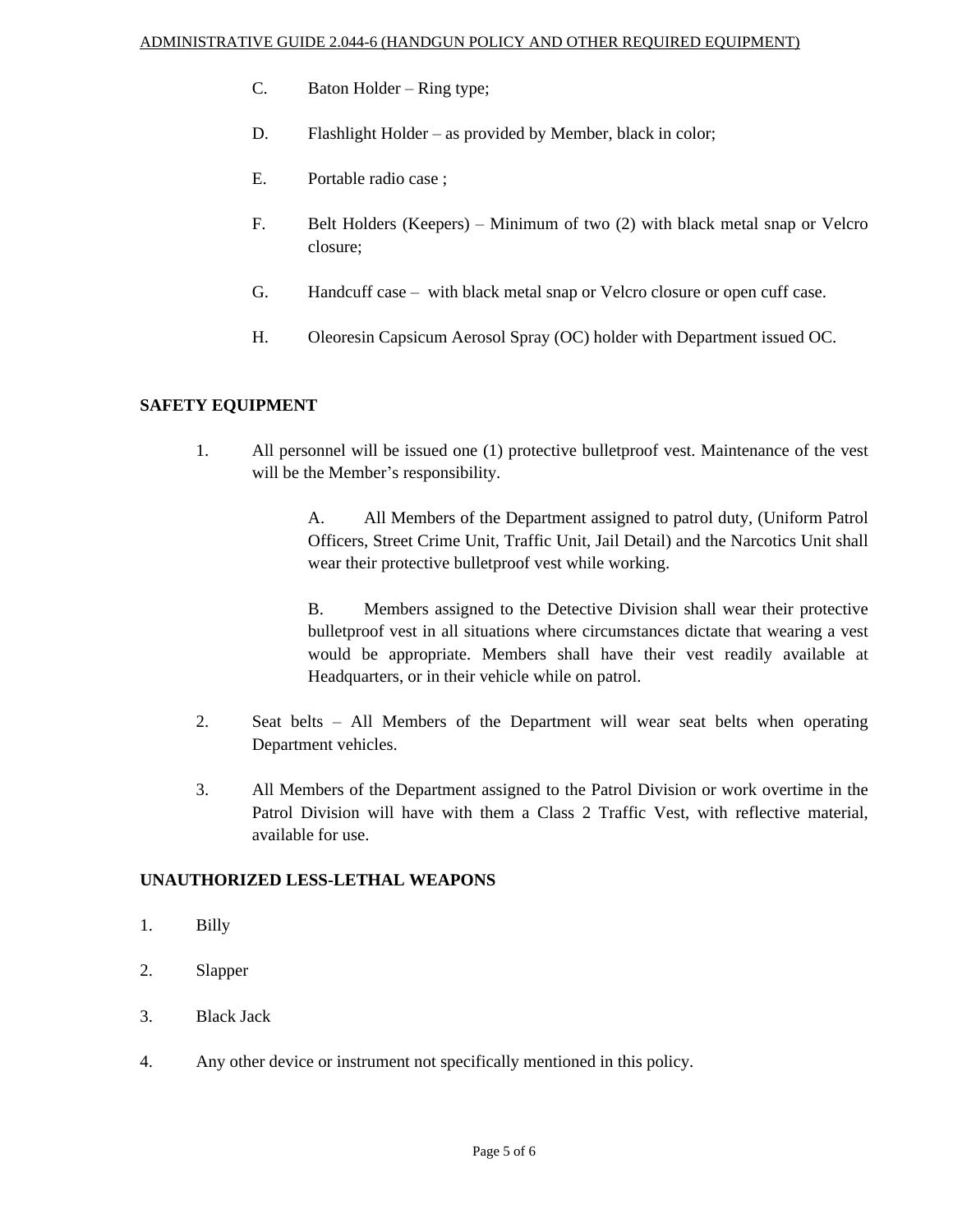C. Baton Holder – Ring type;

D. Flashlight Holder – as provided by Member, black in color;

E. Portable radio case ;

F. Belt Holders (Keepers) – Minimum of two (2) with black metal snap or Velcro closure;

G. Handcuff case – with black metal snap or Velcro closure or open cuff case.

H. Oleoresin Capsicum Aerosol Spray (OC) holder with Department issued OC.

**SAFETY EQUIPMENT**

1. All personnel will be issued one (1) protective bulletproof vest. Maintenance of the vest will be the Member's responsibility.

   A. All Members of the Department assigned to patrol duty, (Uniform Patrol Officers, Street Crime Unit, Traffic Unit, Jail Detail) and the Narcotics Unit shall wear their protective bulletproof vest while working.

   B. Members assigned to the Detective Division shall wear their protective bulletproof vest in all situations where circumstances dictate that wearing a vest would be appropriate. Members shall have their vest readily available at Headquarters, or in their vehicle while on patrol.

2. Seat belts – All Members of the Department will wear seat belts when operating Department vehicles.

3. All Members of the Department assigned to the Patrol Division or work overtime in the Patrol Division will have with them a Class 2 Traffic Vest, with reflective material, available for use.

**UNAUTHORIZED LESS-LETHAL WEAPONS**

1. Billy

2. Slapper

3. Black Jack

4. Any other device or instrument not specifically mentioned in this policy.